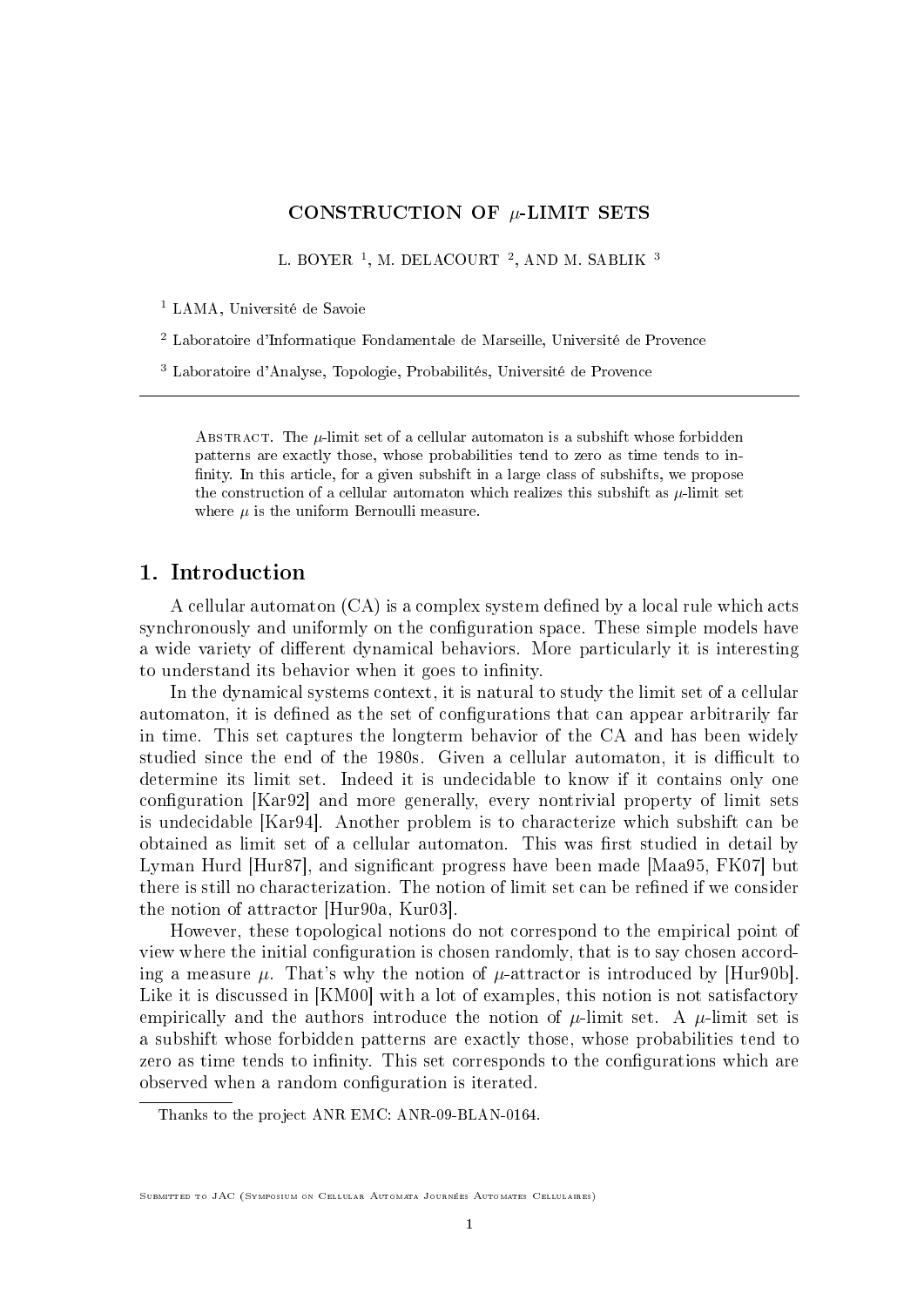# CONSTRUCTION OF $\mu$-LIMIT SETS

L. BOYER [1], M. DELACOURT [2], AND M. SABLIK [3]

[1] LAMA, Université de Savoie

[2] Laboratoire d'Informatique Fondamentale de Marseille, Université de Provence

[3] Laboratoire d'Analyse, Topologie, Probabilités, Université de Provence

---

Abstract. The $\mu$-limit set of a cellular automaton is a subshift whose forbidden patterns are exactly those, whose probabilities tend to zero as time tends to infinity. In this article, for a given subshift in a large class of subshifts, we propose the construction of a cellular automaton which realizes this subshift as $\mu$-limit set where $\mu$ is the uniform Bernoulli measure.

## 1. Introduction

A cellular automaton (CA) is a complex system defined by a local rule which acts synchronously and uniformly on the configuration space. These simple models have a wide variety of different dynamical behaviors. More particularly it is interesting to understand its behavior when it goes to infinity.

In the dynamical systems context, it is natural to study the limit set of a cellular automaton, it is defined as the set of configurations that can appear arbitrarily far in time. This set captures the longterm behavior of the CA and has been widely studied since the end of the 1980s. Given a cellular automaton, it is difficult to determine its limit set. Indeed it is undecidable to know if it contains only one configuration [Kar92] and more generally, every nontrivial property of limit sets is undecidable [Kar94]. Another problem is to characterize which subshift can be obtained as limit set of a cellular automaton. This was first studied in detail by Lyman Hurd [Hur87], and significant progress have been made [Maa95, FK07] but there is still no characterization. The notion of limit set can be refined if we consider the notion of attractor [Hur90a, Kur03].

However, these topological notions do not correspond to the empirical point of view where the initial configuration is chosen randomly, that is to say chosen according a measure $\mu$. That's why the notion of $\mu$-attractor is introduced by [Hur90b]. Like it is discussed in [KM00] with a lot of examples, this notion is not satisfactory empirically and the authors introduce the notion of $\mu$-limit set. A $\mu$-limit set is a subshift whose forbidden patterns are exactly those, whose probabilities tend to zero as time tends to infinity. This set corresponds to the configurations which are observed when a random configuration is iterated.

---

Thanks to the project ANR EMC: ANR-09-BLAN-0164.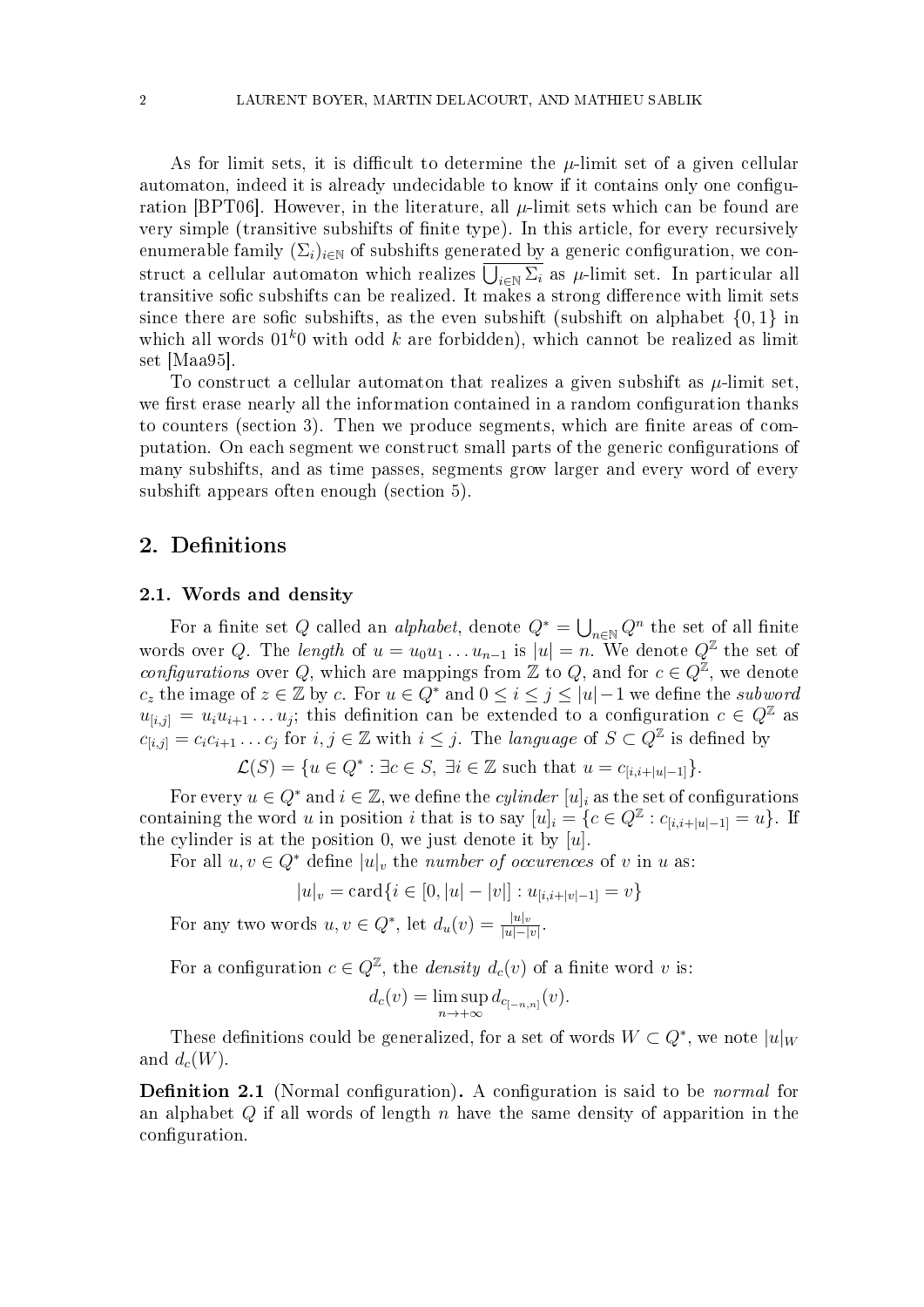As for limit sets, it is difficult to determine the $\mu$-limit set of a given cellular automaton, indeed it is already undecidable to know if it contains only one configuration [BPT06]. However, in the literature, all $\mu$-limit sets which can be found are very simple (transitive subshifts of finite type). In this article, for every recursively enumerable family $(\Sigma_i)_{i\in\mathbb{N}}$ of subshifts generated by a generic configuration, we construct a cellular automaton which realizes $\overline{\bigcup_{i\in\mathbb{N}}\Sigma_i}$ as $\mu$-limit set. In particular all transitive sofic subshifts can be realized. It makes a strong difference with limit sets since there are sofic subshifts, as the even subshift (subshift on alphabet $\{0,1\}$ in which all words $01^k0$ with odd $k$ are forbidden), which cannot be realized as limit set [Maa95].

To construct a cellular automaton that realizes a given subshift as $\mu$-limit set, we first erase nearly all the information contained in a random configuration thanks to counters (section 3). Then we produce segments, which are finite areas of computation. On each segment we construct small parts of the generic configurations of many subshifts, and as time passes, segments grow larger and every word of every subshift appears often enough (section 5).

## 2. Definitions

### 2.1. Words and density

For a finite set $Q$ called an *alphabet*, denote $Q^* = \bigcup_{n\in\mathbb{N}} Q^n$ the set of all finite words over $Q$. The *length* of $u = u_0u_1\dots u_{n-1}$ is $|u| = n$. We denote $Q^{\mathbb{Z}}$ the set of *configurations* over $Q$, which are mappings from $\mathbb{Z}$ to $Q$, and for $c \in Q^{\mathbb{Z}}$, we denote $c_z$ the image of $z \in \mathbb{Z}$ by $c$. For $u \in Q^*$ and $0 \leq i \leq j \leq |u|-1$ we define the *subword* $u_{[i,j]} = u_iu_{i+1}\dots u_j$; this definition can be extended to a configuration $c \in Q^{\mathbb{Z}}$ as $c_{[i,j]} = c_ic_{i+1}\dots c_j$ for $i, j \in \mathbb{Z}$ with $i \leq j$. The *language* of $S \subset Q^{\mathbb{Z}}$ is defined by

$$\mathcal{L}(S) = \{u \in Q^* : \exists c \in S,\ \exists i \in \mathbb{Z} \text{ such that } u = c_{[i,i+|u|-1]}\}.$$

For every $u \in Q^*$ and $i \in \mathbb{Z}$, we define the *cylinder* $[u]_i$ as the set of configurations containing the word $u$ in position $i$ that is to say $[u]_i = \{c \in Q^{\mathbb{Z}} : c_{[i,i+|u|-1]} = u\}$. If the cylinder is at the position 0, we just denote it by $[u]$.

For all $u, v \in Q^*$ define $|u|_v$ the *number of occurences* of $v$ in $u$ as:

$$|u|_v = \text{card}\{i \in [0, |u|-|v|] : u_{[i,i+|v|-1]} = v\}$$

For any two words $u, v \in Q^*$, let $d_u(v) = \frac{|u|_v}{|u|-|v|}$.

For a configuration $c \in Q^{\mathbb{Z}}$, the *density* $d_c(v)$ of a finite word $v$ is:

$$d_c(v) = \limsup_{n\to+\infty} d_{c_{[-n,n]}}(v).$$

These definitions could be generalized, for a set of words $W \subset Q^*$, we note $|u|_W$ and $d_c(W)$.

**Definition 2.1** (Normal configuration)**.** A configuration is said to be *normal* for an alphabet $Q$ if all words of length $n$ have the same density of apparition in the configuration.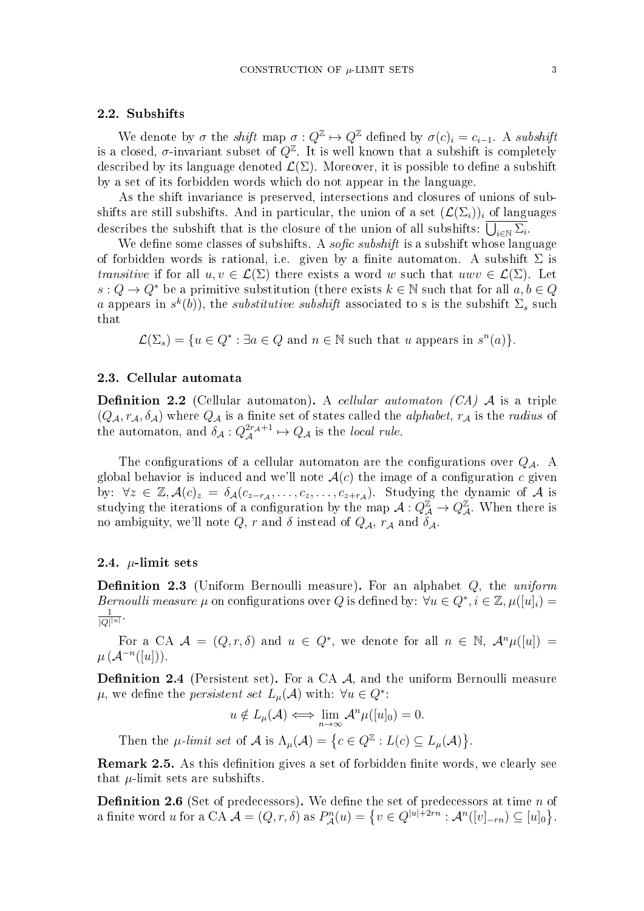### 2.2. Subshifts

We denote by $\sigma$ the *shift* map $\sigma : Q^{\mathbb{Z}} \mapsto Q^{\mathbb{Z}}$ defined by $\sigma(c)_i = c_{i-1}$. A *subshift* is a closed, $\sigma$-invariant subset of $Q^{\mathbb{Z}}$. It is well known that a subshift is completely described by its language denoted $\mathcal{L}(\Sigma)$. Moreover, it is possible to define a subshift by a set of its forbidden words which do not appear in the language.

As the shift invariance is preserved, intersections and closures of unions of subshifts are still subshifts. And in particular, the union of a set $(\mathcal{L}(\Sigma_i))_i$ of languages describes the subshift that is the closure of the union of all subshifts: $\overline{\bigcup_{i\in\mathbb{N}} \Sigma_i}$.

We define some classes of subshifts. A *sofic subshift* is a subshift whose language of forbidden words is rational, i.e. given by a finite automaton. A subshift $\Sigma$ is *transitive* if for all $u, v \in \mathcal{L}(\Sigma)$ there exists a word $w$ such that $uwv \in \mathcal{L}(\Sigma)$. Let $s : Q \to Q^*$ be a primitive substitution (there exists $k \in \mathbb{N}$ such that for all $a, b \in Q$ $a$ appears in $s^k(b)$), the *substitutive subshift* associated to s is the subshift $\Sigma_s$ such that

$$\mathcal{L}(\Sigma_s) = \{u \in Q^* : \exists a \in Q \text{ and } n \in \mathbb{N} \text{ such that } u \text{ appears in } s^n(a)\}.$$

### 2.3. Cellular automata

**Definition 2.2** (Cellular automaton)**.** A *cellular automaton (CA)* $\mathcal{A}$ is a triple $(Q_{\mathcal{A}}, r_{\mathcal{A}}, \delta_{\mathcal{A}})$ where $Q_{\mathcal{A}}$ is a finite set of states called the *alphabet*, $r_{\mathcal{A}}$ is the *radius* of the automaton, and $\delta_{\mathcal{A}} : Q_{\mathcal{A}}^{2r_{\mathcal{A}}+1} \mapsto Q_{\mathcal{A}}$ is the *local rule*.

The configurations of a cellular automaton are the configurations over $Q_{\mathcal{A}}$. A global behavior is induced and we'll note $\mathcal{A}(c)$ the image of a configuration $c$ given by: $\forall z \in \mathbb{Z}, \mathcal{A}(c)_z = \delta_{\mathcal{A}}(c_{z-r_{\mathcal{A}}}, \ldots, c_z, \ldots, c_{z+r_{\mathcal{A}}})$. Studying the dynamic of $\mathcal{A}$ is studying the iterations of a configuration by the map $\mathcal{A} : Q_{\mathcal{A}}^{\mathbb{Z}} \to Q_{\mathcal{A}}^{\mathbb{Z}}$. When there is no ambiguity, we'll note $Q$, $r$ and $\delta$ instead of $Q_{\mathcal{A}}$, $r_{\mathcal{A}}$ and $\delta_{\mathcal{A}}$.

### 2.4. $\mu$-limit sets

**Definition 2.3** (Uniform Bernoulli measure)**.** For an alphabet $Q$, the *uniform Bernoulli measure* $\mu$ on configurations over $Q$ is defined by: $\forall u \in Q^*, i \in \mathbb{Z}, \mu([u]_i) = \frac{1}{|Q|^{|u|}}$.

For a CA $\mathcal{A} = (Q, r, \delta)$ and $u \in Q^*$, we denote for all $n \in \mathbb{N}$, $\mathcal{A}^n\mu([u]) = \mu\left(\mathcal{A}^{-n}([u])\right)$.

**Definition 2.4** (Persistent set)**.** For a CA $\mathcal{A}$, and the uniform Bernoulli measure $\mu$, we define the *persistent set* $L_\mu(\mathcal{A})$ with: $\forall u \in Q^*$:

$$u \notin L_\mu(\mathcal{A}) \iff \lim_{n\to\infty} \mathcal{A}^n\mu([u]_0) = 0.$$

Then the *$\mu$-limit set* of $\mathcal{A}$ is $\Lambda_\mu(\mathcal{A}) = \left\{c \in Q^{\mathbb{Z}} : L(c) \subseteq L_\mu(\mathcal{A})\right\}$.

**Remark 2.5.** As this definition gives a set of forbidden finite words, we clearly see that $\mu$-limit sets are subshifts.

**Definition 2.6** (Set of predecessors)**.** We define the set of predecessors at time $n$ of a finite word $u$ for a CA $\mathcal{A} = (Q, r, \delta)$ as $P^n_{\mathcal{A}}(u) = \left\{v \in Q^{|u|+2rn} : \mathcal{A}^n([v]_{-rn}) \subseteq [u]_0\right\}$.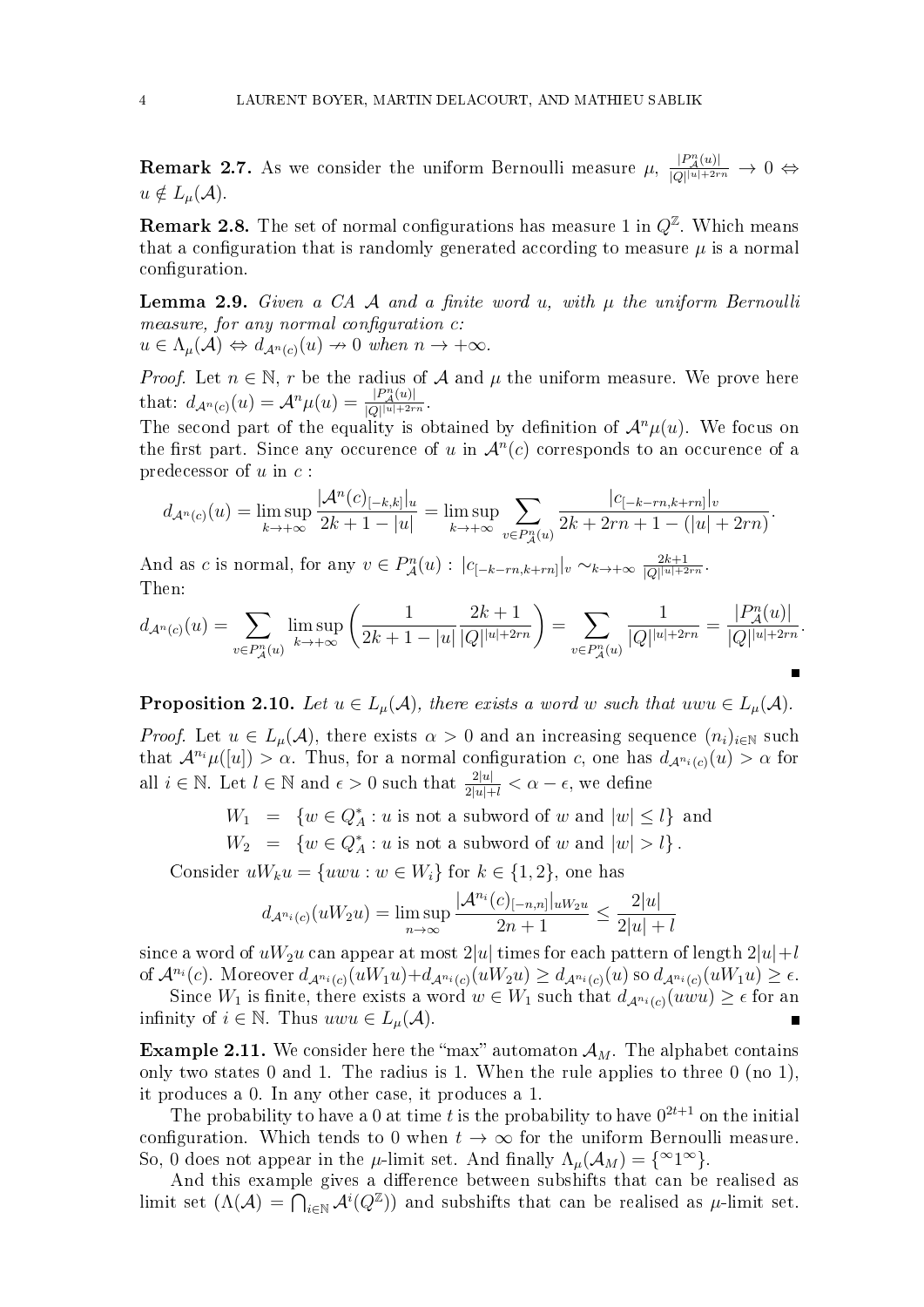**Remark 2.7.** As we consider the uniform Bernoulli measure $\mu$, $\frac{|P^n_{\mathcal{A}}(u)|}{|Q|^{|u|+2rn}} \to 0 \Leftrightarrow u \notin L_\mu(\mathcal{A})$.

**Remark 2.8.** The set of normal configurations has measure 1 in $Q^{\mathbb{Z}}$. Which means that a configuration that is randomly generated according to measure $\mu$ is a normal configuration.

**Lemma 2.9.** *Given a CA $\mathcal{A}$ and a finite word $u$, with $\mu$ the uniform Bernoulli measure, for any normal configuration $c$:*
*$u \in \Lambda_\mu(\mathcal{A}) \Leftrightarrow d_{\mathcal{A}^n(c)}(u) \nrightarrow 0$ when $n \to +\infty$.*

*Proof.* Let $n \in \mathbb{N}$, $r$ be the radius of $\mathcal{A}$ and $\mu$ the uniform measure. We prove here that: $d_{\mathcal{A}^n(c)}(u) = \mathcal{A}^n\mu(u) = \frac{|P^n_{\mathcal{A}}(u)|}{|Q|^{|u|+2rn}}$.
The second part of the equality is obtained by definition of $\mathcal{A}^n\mu(u)$. We focus on the first part. Since any occurence of $u$ in $\mathcal{A}^n(c)$ corresponds to an occurence of a predecessor of $u$ in $c$ :

$$d_{\mathcal{A}^n(c)}(u) = \limsup_{k\to+\infty} \frac{|\mathcal{A}^n(c)_{[-k,k]}|_u}{2k+1-|u|} = \limsup_{k\to+\infty} \sum_{v\in P^n_{\mathcal{A}}(u)} \frac{|c_{[-k-rn,k+rn]}|_v}{2k+2rn+1-(|u|+2rn)}.$$

And as $c$ is normal, for any $v \in P^n_{\mathcal{A}}(u)$ : $|c_{[-k-rn,k+rn]}|_v \sim_{k\to+\infty} \frac{2k+1}{|Q|^{|u|+2rn}}$.
Then:

$$d_{\mathcal{A}^n(c)}(u) = \sum_{v\in P^n_{\mathcal{A}}(u)} \limsup_{k\to+\infty} \left(\frac{1}{2k+1-|u|}\frac{2k+1}{|Q|^{|u|+2rn}}\right) = \sum_{v\in P^n_{\mathcal{A}}(u)} \frac{1}{|Q|^{|u|+2rn}} = \frac{|P^n_{\mathcal{A}}(u)|}{|Q|^{|u|+2rn}}.$$

■

**Proposition 2.10.** *Let $u \in L_\mu(\mathcal{A})$, there exists a word $w$ such that $uwu \in L_\mu(\mathcal{A})$.*

*Proof.* Let $u \in L_\mu(\mathcal{A})$, there exists $\alpha > 0$ and an increasing sequence $(n_i)_{i\in\mathbb{N}}$ such that $\mathcal{A}^{n_i}\mu([u]) > \alpha$. Thus, for a normal configuration $c$, one has $d_{\mathcal{A}^{n_i}(c)}(u) > \alpha$ for all $i \in \mathbb{N}$. Let $l \in \mathbb{N}$ and $\epsilon > 0$ such that $\frac{2|u|}{2|u|+l} < \alpha - \epsilon$, we define

$$\begin{aligned} W_1 &= \{w \in Q_A^* : u \text{ is not a subword of } w \text{ and } |w| \leq l\} \text{ and} \\ W_2 &= \{w \in Q_A^* : u \text{ is not a subword of } w \text{ and } |w| > l\}. \end{aligned}$$

Consider $uW_ku = \{uwu : w \in W_i\}$ for $k \in \{1, 2\}$, one has

$$d_{\mathcal{A}^{n_i}(c)}(uW_2u) = \limsup_{n\to\infty} \frac{|\mathcal{A}^{n_i}(c)_{[-n,n]}|_{uW_2u}}{2n+1} \leq \frac{2|u|}{2|u|+l}$$

since a word of $uW_2u$ can appear at most $2|u|$ times for each pattern of length $2|u|+l$ of $\mathcal{A}^{n_i}(c)$. Moreover $d_{\mathcal{A}^{n_i}(c)}(uW_1u)+d_{\mathcal{A}^{n_i}(c)}(uW_2u) \geq d_{\mathcal{A}^{n_i}(c)}(u)$ so $d_{\mathcal{A}^{n_i}(c)}(uW_1u) \geq \epsilon$.

Since $W_1$ is finite, there exists a word $w \in W_1$ such that $d_{\mathcal{A}^{n_i}(c)}(uwu) \geq \epsilon$ for an infinity of $i \in \mathbb{N}$. Thus $uwu \in L_\mu(\mathcal{A})$. ■

**Example 2.11.** We consider here the "max" automaton $\mathcal{A}_M$. The alphabet contains only two states 0 and 1. The radius is 1. When the rule applies to three 0 (no 1), it produces a 0. In any other case, it produces a 1.

The probability to have a 0 at time $t$ is the probability to have $0^{2t+1}$ on the initial configuration. Which tends to 0 when $t \to \infty$ for the uniform Bernoulli measure. So, 0 does not appear in the $\mu$-limit set. And finally $\Lambda_\mu(\mathcal{A}_M) = \{^\infty 1^\infty\}$.

And this example gives a difference between subshifts that can be realised as limit set ($\Lambda(\mathcal{A}) = \bigcap_{i\in\mathbb{N}} \mathcal{A}^i(Q^{\mathbb{Z}})$) and subshifts that can be realised as $\mu$-limit set.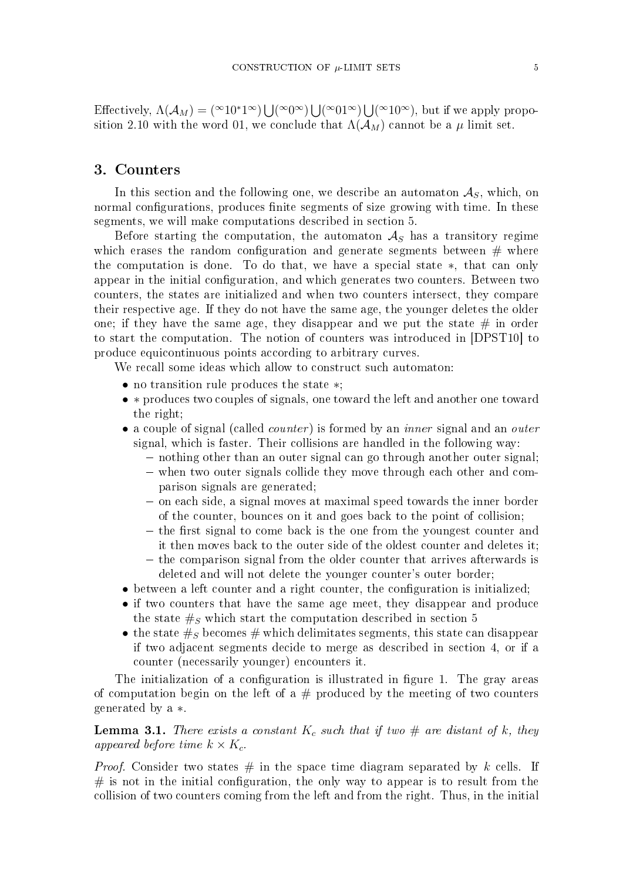Effectively, $\Lambda(\mathcal{A}_M) = ({}^\infty 10^*1^\infty) \bigcup ({}^\infty 0^\infty) \bigcup ({}^\infty 01^\infty) \bigcup ({}^\infty 10^\infty)$, but if we apply proposition 2.10 with the word 01, we conclude that $\Lambda(\mathcal{A}_M)$ cannot be a $\mu$ limit set.

## 3. Counters

In this section and the following one, we describe an automaton $\mathcal{A}_S$, which, on normal configurations, produces finite segments of size growing with time. In these segments, we will make computations described in section 5.

Before starting the computation, the automaton $\mathcal{A}_S$ has a transitory regime which erases the random configuration and generate segments between # where the computation is done. To do that, we have a special state $*$, that can only appear in the initial configuration, and which generates two counters. Between two counters, the states are initialized and when two counters intersect, they compare their respective age. If they do not have the same age, the younger deletes the older one; if they have the same age, they disappear and we put the state # in order to start the computation. The notion of counters was introduced in [DPST10] to produce equicontinuous points according to arbitrary curves.

We recall some ideas which allow to construct such automaton:

- no transition rule produces the state $*$;
- $*$ produces two couples of signals, one toward the left and another one toward the right;
- a couple of signal (called *counter*) is formed by an *inner* signal and an *outer* signal, which is faster. Their collisions are handled in the following way:
  - nothing other than an outer signal can go through another outer signal;
  - when two outer signals collide they move through each other and comparison signals are generated;
  - on each side, a signal moves at maximal speed towards the inner border of the counter, bounces on it and goes back to the point of collision;
  - the first signal to come back is the one from the youngest counter and it then moves back to the outer side of the oldest counter and deletes it;
  - the comparison signal from the older counter that arrives afterwards is deleted and will not delete the younger counter's outer border;
- between a left counter and a right counter, the configuration is initialized;
- if two counters that have the same age meet, they disappear and produce the state $\#_S$ which start the computation described in section 5
- the state $\#_S$ becomes # which delimitates segments, this state can disappear if two adjacent segments decide to merge as described in section 4, or if a counter (necessarily younger) encounters it.

The initialization of a configuration is illustrated in figure 1. The gray areas of computation begin on the left of a # produced by the meeting of two counters generated by a $*$.

**Lemma 3.1.** *There exists a constant $K_c$ such that if two # are distant of $k$, they appeared before time $k \times K_c$.*

*Proof.* Consider two states # in the space time diagram separated by $k$ cells. If # is not in the initial configuration, the only way to appear is to result from the collision of two counters coming from the left and from the right. Thus, in the initial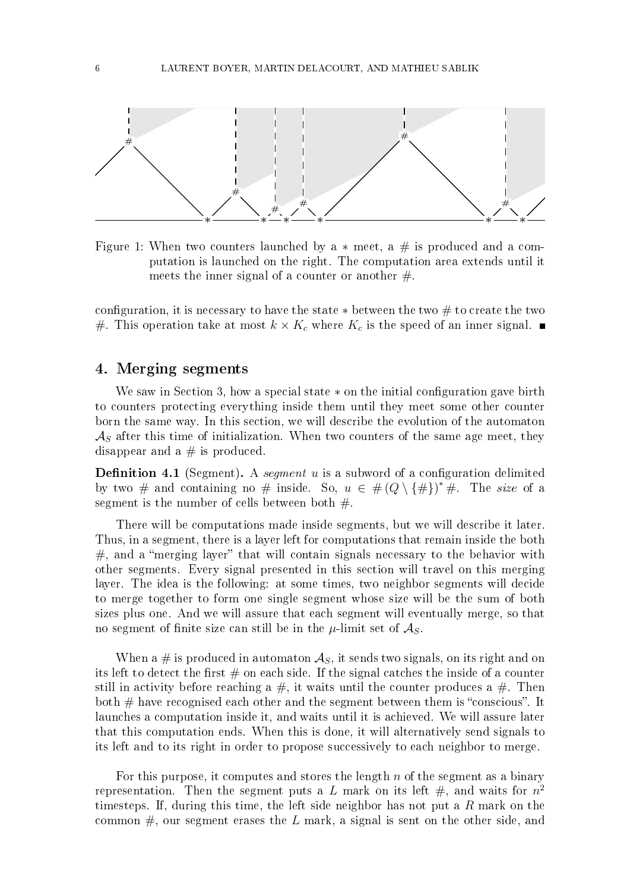Figure 1: When two counters launched by a $*$ meet, a $\#$ is produced and a computation is launched on the right. The computation area extends until it meets the inner signal of a counter or another $\#$.

configuration, it is necessary to have the state $*$ between the two $\#$ to create the two $\#$. This operation take at most $k \times K_c$ where $K_c$ is the speed of an inner signal. ■

## 4. Merging segments

We saw in Section 3, how a special state $*$ on the initial configuration gave birth to counters protecting everything inside them until they meet some other counter born the same way. In this section, we will describe the evolution of the automaton $\mathcal{A}_S$ after this time of initialization. When two counters of the same age meet, they disappear and a $\#$ is produced.

**Definition 4.1** (Segment). A *segment* $u$ is a subword of a configuration delimited by two $\#$ and containing no $\#$ inside. So, $u \in \#\left(Q \setminus \{\#\}\right)^* \#$. The *size* of a segment is the number of cells between both $\#$.

There will be computations made inside segments, but we will describe it later. Thus, in a segment, there is a layer left for computations that remain inside the both $\#$, and a "merging layer" that will contain signals necessary to the behavior with other segments. Every signal presented in this section will travel on this merging layer. The idea is the following: at some times, two neighbor segments will decide to merge together to form one single segment whose size will be the sum of both sizes plus one. And we will assure that each segment will eventually merge, so that no segment of finite size can still be in the $\mu$-limit set of $\mathcal{A}_S$.

When a $\#$ is produced in automaton $\mathcal{A}_S$, it sends two signals, on its right and on its left to detect the first $\#$ on each side. If the signal catches the inside of a counter still in activity before reaching a $\#$, it waits until the counter produces a $\#$. Then both $\#$ have recognised each other and the segment between them is "conscious". It launches a computation inside it, and waits until it is achieved. We will assure later that this computation ends. When this is done, it will alternatively send signals to its left and to its right in order to propose successively to each neighbor to merge.

For this purpose, it computes and stores the length $n$ of the segment as a binary representation. Then the segment puts a $L$ mark on its left $\#$, and waits for $n^2$ timesteps. If, during this time, the left side neighbor has not put a $R$ mark on the common $\#$, our segment erases the $L$ mark, a signal is sent on the other side, and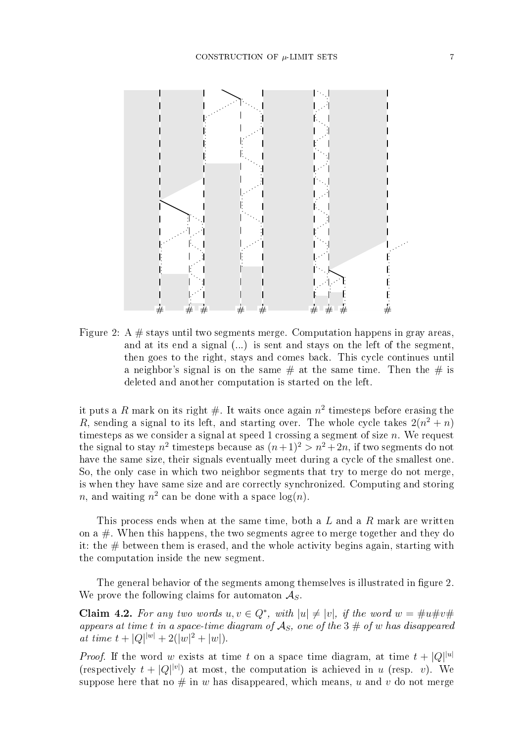Figure 2: A # stays until two segments merge. Computation happens in gray areas, and at its end a signal (...) is sent and stays on the left of the segment, then goes to the right, stays and comes back. This cycle continues until a neighbor's signal is on the same # at the same time. Then the # is deleted and another computation is started on the left.

it puts a $R$ mark on its right #. It waits once again $n^2$ timesteps before erasing the $R$, sending a signal to its left, and starting over. The whole cycle takes $2(n^2+n)$ timesteps as we consider a signal at speed 1 crossing a segment of size $n$. We request the signal to stay $n^2$ timesteps because as $(n+1)^2 > n^2+2n$, if two segments do not have the same size, their signals eventually meet during a cycle of the smallest one. So, the only case in which two neighbor segments that try to merge do not merge, is when they have same size and are correctly synchronized. Computing and storing $n$, and waiting $n^2$ can be done with a space $\log(n)$.

This process ends when at the same time, both a $L$ and a $R$ mark are written on a #. When this happens, the two segments agree to merge together and they do it: the # between them is erased, and the whole activity begins again, starting with the computation inside the new segment.

The general behavior of the segments among themselves is illustrated in figure 2. We prove the following claims for automaton $\mathcal{A}_S$.

**Claim 4.2.** *For any two words $u, v \in Q^*$, with $|u| \neq |v|$, if the word $w = \#u\#v\#$ appears at time $t$ in a space-time diagram of $\mathcal{A}_S$, one of the 3 # of $w$ has disappeared at time $t + |Q|^{|w|} + 2(|w|^2 + |w|)$.*

*Proof.* If the word $w$ exists at time $t$ on a space time diagram, at time $t + |Q|^{|u|}$ (respectively $t + |Q|^{|v|}$) at most, the computation is achieved in $u$ (resp. $v$). We suppose here that no # in $w$ has disappeared, which means, $u$ and $v$ do not merge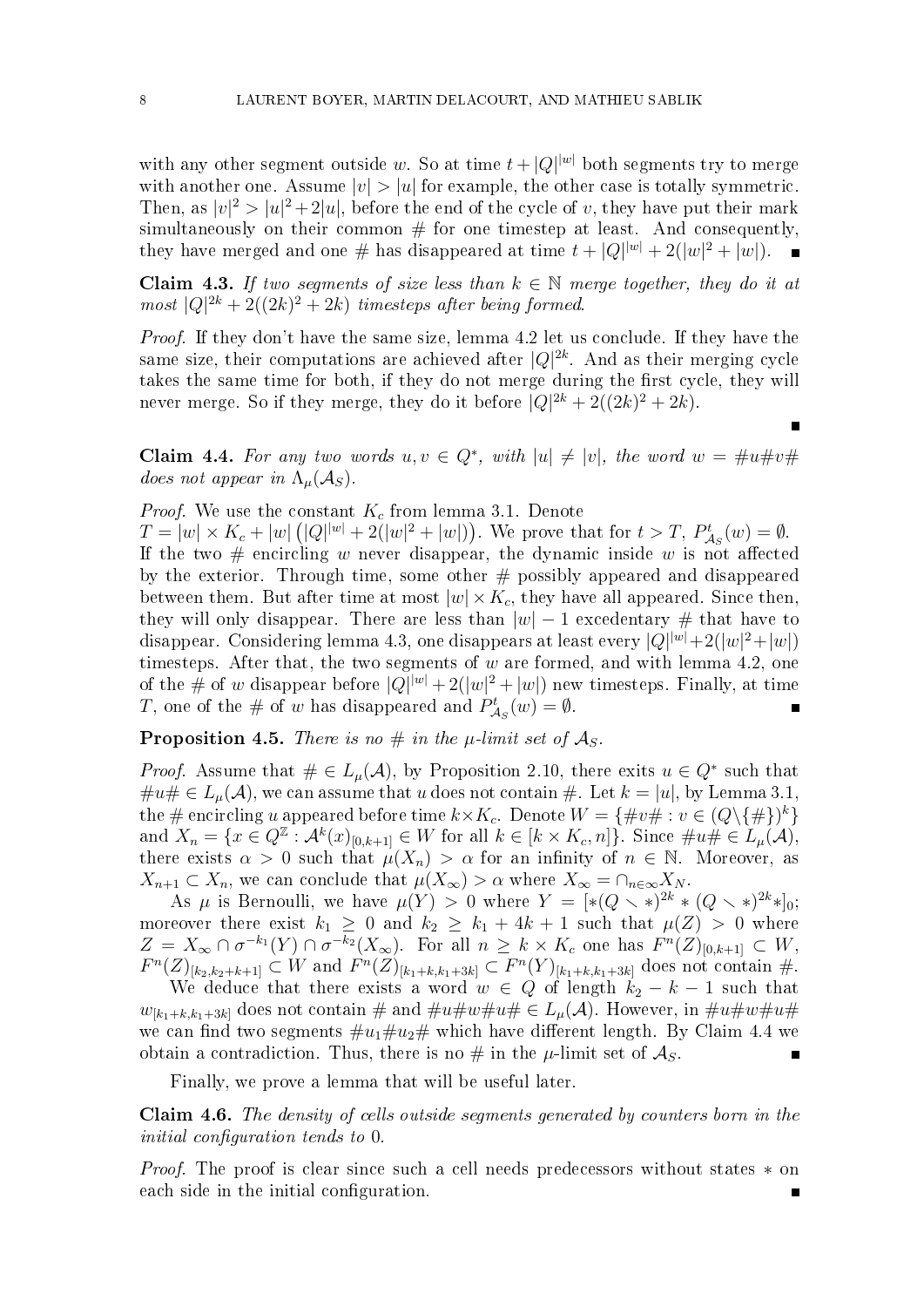with any other segment outside $w$. So at time $t + |Q|^{|w|}$ both segments try to merge with another one. Assume $|v| > |u|$ for example, the other case is totally symmetric. Then, as $|v|^2 > |u|^2 + 2|u|$, before the end of the cycle of $v$, they have put their mark simultaneously on their common # for one timestep at least. And consequently, they have merged and one # has disappeared at time $t + |Q|^{|w|} + 2(|w|^2 + |w|)$. ∎

**Claim 4.3.** *If two segments of size less than $k \in \mathbb{N}$ merge together, they do it at most $|Q|^{2k} + 2((2k)^2 + 2k)$ timesteps after being formed.*

*Proof.* If they don't have the same size, lemma 4.2 let us conclude. If they have the same size, their computations are achieved after $|Q|^{2k}$. And as their merging cycle takes the same time for both, if they do not merge during the first cycle, they will never merge. So if they merge, they do it before $|Q|^{2k} + 2((2k)^2 + 2k)$. ∎

**Claim 4.4.** *For any two words $u, v \in Q^*$, with $|u| \neq |v|$, the word $w = \#u\#v\#$ does not appear in $\Lambda_\mu(\mathcal{A}_S)$.*

*Proof.* We use the constant $K_c$ from lemma 3.1. Denote $T = |w| \times K_c + |w| \left(|Q|^{|w|} + 2(|w|^2 + |w|)\right)$. We prove that for $t > T$, $P^t_{\mathcal{A}_S}(w) = \emptyset$. If the two # encircling $w$ never disappear, the dynamic inside $w$ is not affected by the exterior. Through time, some other # possibly appeared and disappeared between them. But after time at most $|w| \times K_c$, they have all appeared. Since then, they will only disappear. There are less than $|w| - 1$ excedentary # that have to disappear. Considering lemma 4.3, one disappears at least every $|Q|^{|w|} + 2(|w|^2 + |w|)$ timesteps. After that, the two segments of $w$ are formed, and with lemma 4.2, one of the # of $w$ disappear before $|Q|^{|w|} + 2(|w|^2 + |w|)$ new timesteps. Finally, at time $T$, one of the # of $w$ has disappeared and $P^t_{\mathcal{A}_S}(w) = \emptyset$. ∎

**Proposition 4.5.** *There is no # in the $\mu$-limit set of $\mathcal{A}_S$.*

*Proof.* Assume that $\# \in L_\mu(\mathcal{A})$, by Proposition 2.10, there exits $u \in Q^*$ such that $\#u\# \in L_\mu(\mathcal{A})$, we can assume that $u$ does not contain #. Let $k = |u|$, by Lemma 3.1, the # encircling $u$ appeared before time $k \times K_c$. Denote $W = \{\#v\# : v \in (Q \setminus \{\#\})^k\}$ and $X_n = \{x \in Q^{\mathbb{Z}} : \mathcal{A}^k(x)_{[0,k+1]} \in W \text{ for all } k \in [k \times K_c, n]\}$. Since $\#u\# \in L_\mu(\mathcal{A})$, there exists $\alpha > 0$ such that $\mu(X_n) > \alpha$ for an infinity of $n \in \mathbb{N}$. Moreover, as $X_{n+1} \subset X_n$, we can conclude that $\mu(X_\infty) > \alpha$ where $X_\infty = \cap_{n \in \infty} X_N$.

As $\mu$ is Bernoulli, we have $\mu(Y) > 0$ where $Y = [*(Q \setminus *)^{2k} * (Q \setminus *)^{2k} *]_0$; moreover there exist $k_1 \geq 0$ and $k_2 \geq k_1 + 4k + 1$ such that $\mu(Z) > 0$ where $Z = X_\infty \cap \sigma^{-k_1}(Y) \cap \sigma^{-k_2}(X_\infty)$. For all $n \geq k \times K_c$ one has $F^n(Z)_{[0,k+1]} \subset W$, $F^n(Z)_{[k_2,k_2+k+1]} \subset W$ and $F^n(Z)_{[k_1+k,k_1+3k]} \subset F^n(Y)_{[k_1+k,k_1+3k]}$ does not contain #.

We deduce that there exists a word $w \in Q$ of length $k_2 - k - 1$ such that $w_{[k_1+k,k_1+3k]}$ does not contain # and $\#u\#w\#u\# \in L_\mu(\mathcal{A})$. However, in $\#u\#w\#u\#$ we can find two segments $\#u_1\#u_2\#$ which have different length. By Claim 4.4 we obtain a contradiction. Thus, there is no # in the $\mu$-limit set of $\mathcal{A}_S$. ∎

Finally, we prove a lemma that will be useful later.

**Claim 4.6.** *The density of cells outside segments generated by counters born in the initial configuration tends to 0.*

*Proof.* The proof is clear since such a cell needs predecessors without states $*$ on each side in the initial configuration. ∎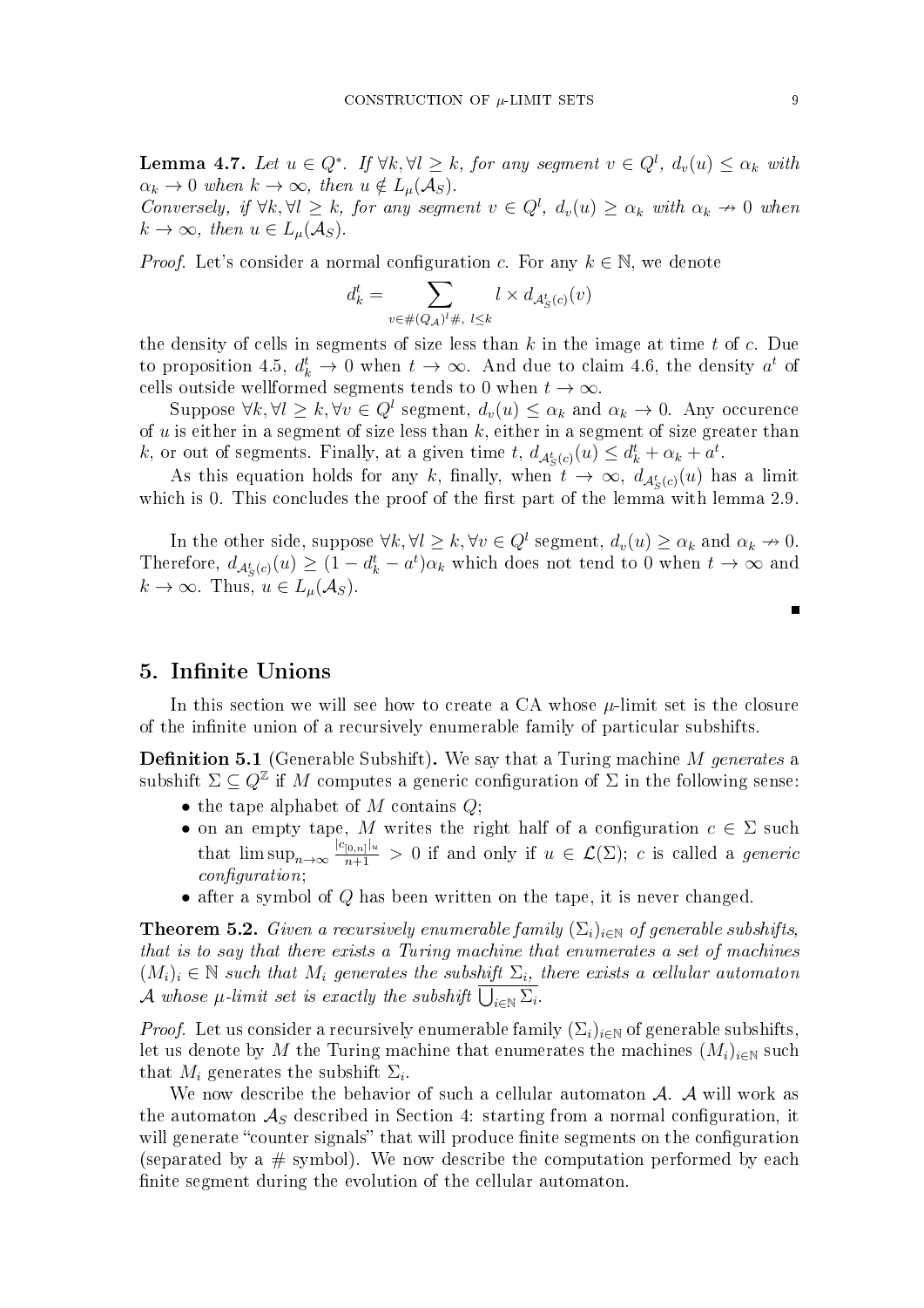**Lemma 4.7.** *Let $u \in Q^*$. If $\forall k, \forall l \geq k$, for any segment $v \in Q^l$, $d_v(u) \leq \alpha_k$ with $\alpha_k \to 0$ when $k \to \infty$, then $u \notin L_\mu(\mathcal{A}_S)$.*
*Conversely, if $\forall k, \forall l \geq k$, for any segment $v \in Q^l$, $d_v(u) \geq \alpha_k$ with $\alpha_k \nrightarrow 0$ when $k \to \infty$, then $u \in L_\mu(\mathcal{A}_S)$.*

*Proof.* Let's consider a normal configuration $c$. For any $k \in \mathbb{N}$, we denote

$$d_k^t = \sum_{v \in \#(Q_\mathcal{A})^l \#,\ l \leq k} l \times d_{\mathcal{A}_S^t(c)}(v)$$

the density of cells in segments of size less than $k$ in the image at time $t$ of $c$. Due to proposition 4.5, $d_k^t \to 0$ when $t \to \infty$. And due to claim 4.6, the density $a^t$ of cells outside wellformed segments tends to 0 when $t \to \infty$.

Suppose $\forall k, \forall l \geq k, \forall v \in Q^l$ segment, $d_v(u) \leq \alpha_k$ and $\alpha_k \to 0$. Any occurence of $u$ is either in a segment of size less than $k$, either in a segment of size greater than $k$, or out of segments. Finally, at a given time $t$, $d_{\mathcal{A}_S^t(c)}(u) \leq d_k^t + \alpha_k + a^t$.

As this equation holds for any $k$, finally, when $t \to \infty$, $d_{\mathcal{A}_S^t(c)}(u)$ has a limit which is 0. This concludes the proof of the first part of the lemma with lemma 2.9.

In the other side, suppose $\forall k, \forall l \geq k, \forall v \in Q^l$ segment, $d_v(u) \geq \alpha_k$ and $\alpha_k \nrightarrow 0$. Therefore, $d_{\mathcal{A}_S^t(c)}(u) \geq (1 - d_k^t - a^t)\alpha_k$ which does not tend to 0 when $t \to \infty$ and $k \to \infty$. Thus, $u \in L_\mu(\mathcal{A}_S)$. ∎

## 5. Infinite Unions

In this section we will see how to create a CA whose $\mu$-limit set is the closure of the infinite union of a recursively enumerable family of particular subshifts.

**Definition 5.1** (Generable Subshift)**.** We say that a Turing machine $M$ *generates* a subshift $\Sigma \subseteq Q^\mathbb{Z}$ if $M$ computes a generic configuration of $\Sigma$ in the following sense:

- the tape alphabet of $M$ contains $Q$;
- on an empty tape, $M$ writes the right half of a configuration $c \in \Sigma$ such that $\limsup_{n \to \infty} \frac{|c_{[0,n]}|_u}{n+1} > 0$ if and only if $u \in \mathcal{L}(\Sigma)$; $c$ is called a *generic configuration*;
- after a symbol of $Q$ has been written on the tape, it is never changed.

**Theorem 5.2.** *Given a recursively enumerable family $(\Sigma_i)_{i \in \mathbb{N}}$ of generable subshifts, that is to say that there exists a Turing machine that enumerates a set of machines $(M_i)_i \in \mathbb{N}$ such that $M_i$ generates the subshift $\Sigma_i$, there exists a cellular automaton $\mathcal{A}$ whose $\mu$-limit set is exactly the subshift $\overline{\bigcup_{i \in \mathbb{N}} \Sigma_i}$.*

*Proof.* Let us consider a recursively enumerable family $(\Sigma_i)_{i \in \mathbb{N}}$ of generable subshifts, let us denote by $M$ the Turing machine that enumerates the machines $(M_i)_{i \in \mathbb{N}}$ such that $M_i$ generates the subshift $\Sigma_i$.

We now describe the behavior of such a cellular automaton $\mathcal{A}$. $\mathcal{A}$ will work as the automaton $\mathcal{A}_S$ described in Section 4: starting from a normal configuration, it will generate "counter signals" that will produce finite segments on the configuration (separated by a # symbol). We now describe the computation performed by each finite segment during the evolution of the cellular automaton.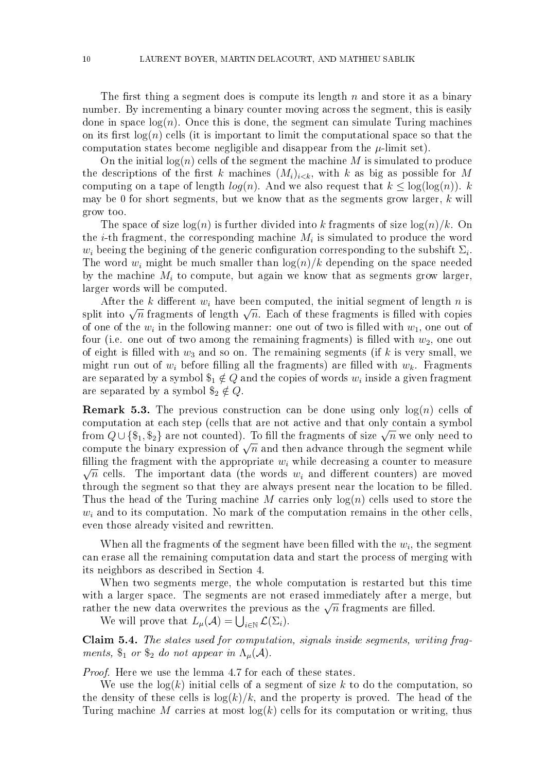The first thing a segment does is compute its length $n$ and store it as a binary number. By incrementing a binary counter moving across the segment, this is easily done in space $\log(n)$. Once this is done, the segment can simulate Turing machines on its first $\log(n)$ cells (it is important to limit the computational space so that the computation states become negligible and disappear from the $\mu$-limit set).

On the initial $\log(n)$ cells of the segment the machine $M$ is simulated to produce the descriptions of the first $k$ machines $(M_i)_{i<k}$, with $k$ as big as possible for $M$ computing on a tape of length $log(n)$. And we also request that $k \leq \log(\log(n))$. $k$ may be 0 for short segments, but we know that as the segments grow larger, $k$ will grow too.

The space of size $\log(n)$ is further divided into $k$ fragments of size $\log(n)/k$. On the $i$-th fragment, the corresponding machine $M_i$ is simulated to produce the word $w_i$ beeing the begining of the generic configuration corresponding to the subshift $\Sigma_i$. The word $w_i$ might be much smaller than $\log(n)/k$ depending on the space needed by the machine $M_i$ to compute, but again we know that as segments grow larger, larger words will be computed.

After the $k$ different $w_i$ have been computed, the initial segment of length $n$ is split into $\sqrt{n}$ fragments of length $\sqrt{n}$. Each of these fragments is filled with copies of one of the $w_i$ in the following manner: one out of two is filled with $w_1$, one out of four (i.e. one out of two among the remaining fragments) is filled with $w_2$, one out of eight is filled with $w_3$ and so on. The remaining segments (if $k$ is very small, we might run out of $w_i$ before filling all the fragments) are filled with $w_k$. Fragments are separated by a symbol $\$_1 \notin Q$ and the copies of words $w_i$ inside a given fragment are separated by a symbol $\$_2 \notin Q$.

**Remark 5.3.** The previous construction can be done using only $\log(n)$ cells of computation at each step (cells that are not active and that only contain a symbol from $Q \cup \{\$_1, \$_2\}$ are not counted). To fill the fragments of size $\sqrt{n}$ we only need to compute the binary expression of $\sqrt{n}$ and then advance through the segment while filling the fragment with the appropriate $w_i$ while decreasing a counter to measure $\sqrt{n}$ cells. The important data (the words $w_i$ and different counters) are moved through the segment so that they are always present near the location to be filled. Thus the head of the Turing machine $M$ carries only $\log(n)$ cells used to store the $w_i$ and to its computation. No mark of the computation remains in the other cells, even those already visited and rewritten.

When all the fragments of the segment have been filled with the $w_i$, the segment can erase all the remaining computation data and start the process of merging with its neighbors as described in Section 4.

When two segments merge, the whole computation is restarted but this time with a larger space. The segments are not erased immediately after a merge, but rather the new data overwrites the previous as the $\sqrt{n}$ fragments are filled.

We will prove that $L_\mu(\mathcal{A}) = \bigcup_{i \in \mathbb{N}} \mathcal{L}(\Sigma_i)$.

**Claim 5.4.** *The states used for computation, signals inside segments, writing fragments, $\$_1$ or $\$_2$ do not appear in $\Lambda_\mu(\mathcal{A})$.*

*Proof.* Here we use the lemma 4.7 for each of these states.

We use the $\log(k)$ initial cells of a segment of size $k$ to do the computation, so the density of these cells is $\log(k)/k$, and the property is proved. The head of the Turing machine $M$ carries at most $\log(k)$ cells for its computation or writing, thus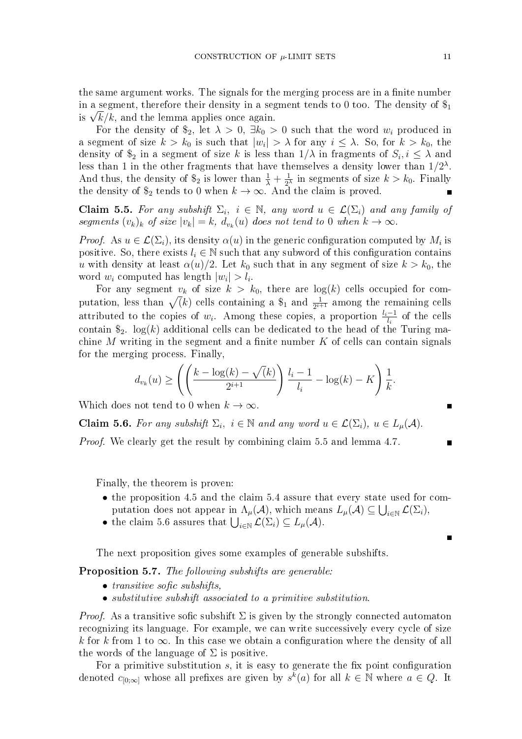the same argument works. The signals for the merging process are in a finite number in a segment, therefore their density in a segment tends to 0 too. The density of $\$_1$ is $\sqrt{k}/k$, and the lemma applies once again.

For the density of $\$_2$, let $\lambda > 0$, $\exists k_0 > 0$ such that the word $w_i$ produced in a segment of size $k > k_0$ is such that $|w_i| > \lambda$ for any $i \leq \lambda$. So, for $k > k_0$, the density of $\$_2$ in a segment of size $k$ is less than $1/\lambda$ in fragments of $S_i, i \leq \lambda$ and less than 1 in the other fragments that have themselves a density lower than $1/2^\lambda$. And thus, the density of $\$_2$ is lower than $\frac{1}{\lambda} + \frac{1}{2^\lambda}$ in segments of size $k > k_0$. Finally the density of $\$_2$ tends to 0 when $k \to \infty$. And the claim is proved. ∎

**Claim 5.5.** *For any subshift $\Sigma_i$, $i \in \mathbb{N}$, any word $u \in \mathcal{L}(\Sigma_i)$ and any family of segments $(v_k)_k$ of size $|v_k| = k$, $d_{v_k}(u)$ does not tend to 0 when $k \to \infty$.*

*Proof.* As $u \in \mathcal{L}(\Sigma_i)$, its density $\alpha(u)$ in the generic configuration computed by $M_i$ is positive. So, there exists $l_i \in \mathbb{N}$ such that any subword of this configuration contains $u$ with density at least $\alpha(u)/2$. Let $k_0$ such that in any segment of size $k > k_0$, the word $w_i$ computed has length $|w_i| > l_i$.

For any segment $v_k$ of size $k > k_0$, there are $\log(k)$ cells occupied for computation, less than $\sqrt(k)$ cells containing a $\$_1$ and $\frac{1}{2^{i+1}}$ among the remaining cells attributed to the copies of $w_i$. Among these copies, a proportion $\frac{l_i-1}{l_i}$ of the cells contain $\$_2$. $\log(k)$ additional cells can be dedicated to the head of the Turing machine $M$ writing in the segment and a finite number $K$ of cells can contain signals for the merging process. Finally,

$$d_{v_k}(u) \geq \left( \left( \frac{k - \log(k) - \sqrt(k)}{2^{i+1}} \right) \frac{l_i - 1}{l_i} - \log(k) - K \right) \frac{1}{k}.$$

Which does not tend to 0 when $k \to \infty$. ∎

**Claim 5.6.** *For any subshift $\Sigma_i$, $i \in \mathbb{N}$ and any word $u \in \mathcal{L}(\Sigma_i)$, $u \in L_\mu(\mathcal{A})$.*

*Proof.* We clearly get the result by combining claim 5.5 and lemma 4.7. ∎

Finally, the theorem is proven:

- the proposition 4.5 and the claim 5.4 assure that every state used for computation does not appear in $\Lambda_\mu(\mathcal{A})$, which means $L_\mu(\mathcal{A}) \subseteq \bigcup_{i \in \mathbb{N}} \mathcal{L}(\Sigma_i)$,
- the claim 5.6 assures that $\bigcup_{i \in \mathbb{N}} \mathcal{L}(\Sigma_i) \subseteq L_\mu(\mathcal{A})$.

∎

The next proposition gives some examples of generable subshifts.

**Proposition 5.7.** *The following subshifts are generable:*

- *transitive sofic subshifts,*
- *substitutive subshift associated to a primitive substitution.*

*Proof.* As a transitive sofic subshift $\Sigma$ is given by the strongly connected automaton recognizing its language. For example, we can write successively every cycle of size $k$ for $k$ from 1 to $\infty$. In this case we obtain a configuration where the density of all the words of the language of $\Sigma$ is positive.

For a primitive substitution $s$, it is easy to generate the fix point configuration denoted $c_{[0;\infty]}$ whose all prefixes are given by $s^k(a)$ for all $k \in \mathbb{N}$ where $a \in Q$. It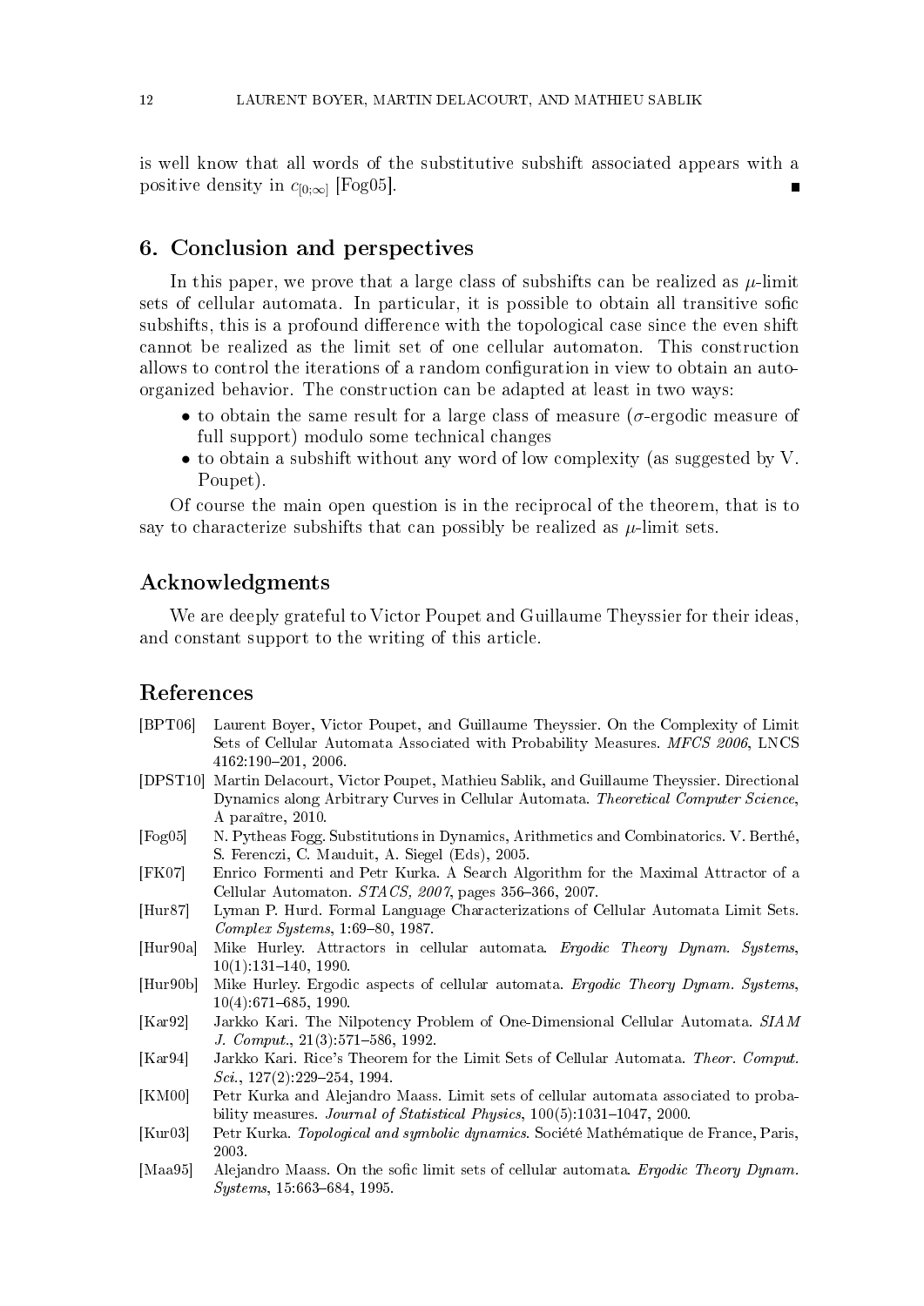is well know that all words of the substitutive subshift associated appears with a positive density in $c_{[0;\infty]}$ [Fog05]. ∎

## 6. Conclusion and perspectives

In this paper, we prove that a large class of subshifts can be realized as $\mu$-limit sets of cellular automata. In particular, it is possible to obtain all transitive sofic subshifts, this is a profound difference with the topological case since the even shift cannot be realized as the limit set of one cellular automaton. This construction allows to control the iterations of a random configuration in view to obtain an auto-organized behavior. The construction can be adapted at least in two ways:

- to obtain the same result for a large class of measure ($\sigma$-ergodic measure of full support) modulo some technical changes
- to obtain a subshift without any word of low complexity (as suggested by V. Poupet).

Of course the main open question is in the reciprocal of the theorem, that is to say to characterize subshifts that can possibly be realized as $\mu$-limit sets.

## Acknowledgments

We are deeply grateful to Victor Poupet and Guillaume Theyssier for their ideas, and constant support to the writing of this article.

## References

[BPT06] Laurent Boyer, Victor Poupet, and Guillaume Theyssier. On the Complexity of Limit Sets of Cellular Automata Associated with Probability Measures. *MFCS 2006*, LNCS 4162:190–201, 2006.

[DPST10] Martin Delacourt, Victor Poupet, Mathieu Sablik, and Guillaume Theyssier. Directional Dynamics along Arbitrary Curves in Cellular Automata. *Theoretical Computer Science*, A paraître, 2010.

[Fog05] N. Pytheas Fogg. Substitutions in Dynamics, Arithmetics and Combinatorics. V. Berthé, S. Ferenczi, C. Mauduit, A. Siegel (Eds), 2005.

[FK07] Enrico Formenti and Petr Kurka. A Search Algorithm for the Maximal Attractor of a Cellular Automaton. *STACS, 2007*, pages 356–366, 2007.

[Hur87] Lyman P. Hurd. Formal Language Characterizations of Cellular Automata Limit Sets. *Complex Systems*, 1:69–80, 1987.

[Hur90a] Mike Hurley. Attractors in cellular automata. *Ergodic Theory Dynam. Systems*, 10(1):131–140, 1990.

[Hur90b] Mike Hurley. Ergodic aspects of cellular automata. *Ergodic Theory Dynam. Systems*, 10(4):671–685, 1990.

[Kar92] Jarkko Kari. The Nilpotency Problem of One-Dimensional Cellular Automata. *SIAM J. Comput.*, 21(3):571–586, 1992.

[Kar94] Jarkko Kari. Rice's Theorem for the Limit Sets of Cellular Automata. *Theor. Comput. Sci.*, 127(2):229–254, 1994.

[KM00] Petr Kurka and Alejandro Maass. Limit sets of cellular automata associated to probability measures. *Journal of Statistical Physics*, 100(5):1031–1047, 2000.

[Kur03] Petr Kurka. *Topological and symbolic dynamics*. Société Mathématique de France, Paris, 2003.

[Maa95] Alejandro Maass. On the sofic limit sets of cellular automata. *Ergodic Theory Dynam. Systems*, 15:663–684, 1995.